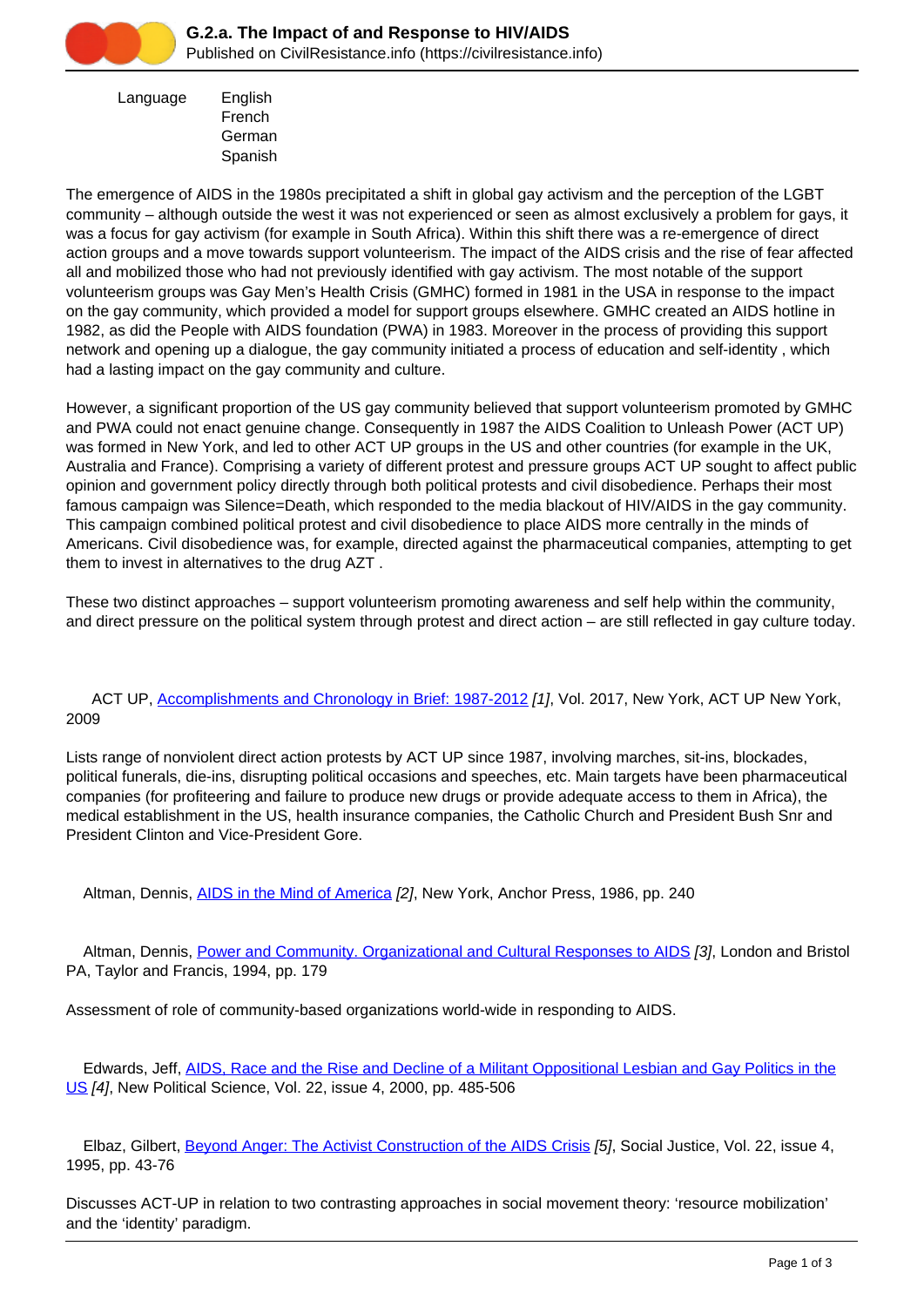# G.2.a. The Impact of and Response to HIV/AIDS

Published on CivilResistance.info (https://civilresistance.info)

Language English
French
German
Spanish

The emergence of AIDS in the 1980s precipitated a shift in global gay activism and the perception of the LGBT community – although outside the west it was not experienced or seen as almost exclusively a problem for gays, it was a focus for gay activism (for example in South Africa). Within this shift there was a re-emergence of direct action groups and a move towards support volunteerism. The impact of the AIDS crisis and the rise of fear affected all and mobilized those who had not previously identified with gay activism. The most notable of the support volunteerism groups was Gay Men's Health Crisis (GMHC) formed in 1981 in the USA in response to the impact on the gay community, which provided a model for support groups elsewhere. GMHC created an AIDS hotline in 1982, as did the People with AIDS foundation (PWA) in 1983. Moreover in the process of providing this support network and opening up a dialogue, the gay community initiated a process of education and self-identity , which had a lasting impact on the gay community and culture.

However, a significant proportion of the US gay community believed that support volunteerism promoted by GMHC and PWA could not enact genuine change. Consequently in 1987 the AIDS Coalition to Unleash Power (ACT UP) was formed in New York, and led to other ACT UP groups in the US and other countries (for example in the UK, Australia and France). Comprising a variety of different protest and pressure groups ACT UP sought to affect public opinion and government policy directly through both political protests and civil disobedience. Perhaps their most famous campaign was Silence=Death, which responded to the media blackout of HIV/AIDS in the gay community. This campaign combined political protest and civil disobedience to place AIDS more centrally in the minds of Americans. Civil disobedience was, for example, directed against the pharmaceutical companies, attempting to get them to invest in alternatives to the drug AZT .

These two distinct approaches – support volunteerism promoting awareness and self help within the community, and direct pressure on the political system through protest and direct action – are still reflected in gay culture today.

ACT UP, Accomplishments and Chronology in Brief: 1987-2012 [1], Vol. 2017, New York, ACT UP New York, 2009

Lists range of nonviolent direct action protests by ACT UP since 1987, involving marches, sit-ins, blockades, political funerals, die-ins, disrupting political occasions and speeches, etc. Main targets have been pharmaceutical companies (for profiteering and failure to produce new drugs or provide adequate access to them in Africa), the medical establishment in the US, health insurance companies, the Catholic Church and President Bush Snr and President Clinton and Vice-President Gore.

Altman, Dennis, AIDS in the Mind of America [2], New York, Anchor Press, 1986, pp. 240

Altman, Dennis, Power and Community. Organizational and Cultural Responses to AIDS [3], London and Bristol PA, Taylor and Francis, 1994, pp. 179

Assessment of role of community-based organizations world-wide in responding to AIDS.

Edwards, Jeff, AIDS, Race and the Rise and Decline of a Militant Oppositional Lesbian and Gay Politics in the US [4], New Political Science, Vol. 22, issue 4, 2000, pp. 485-506

Elbaz, Gilbert, Beyond Anger: The Activist Construction of the AIDS Crisis [5], Social Justice, Vol. 22, issue 4, 1995, pp. 43-76

Discusses ACT-UP in relation to two contrasting approaches in social movement theory: 'resource mobilization' and the 'identity' paradigm.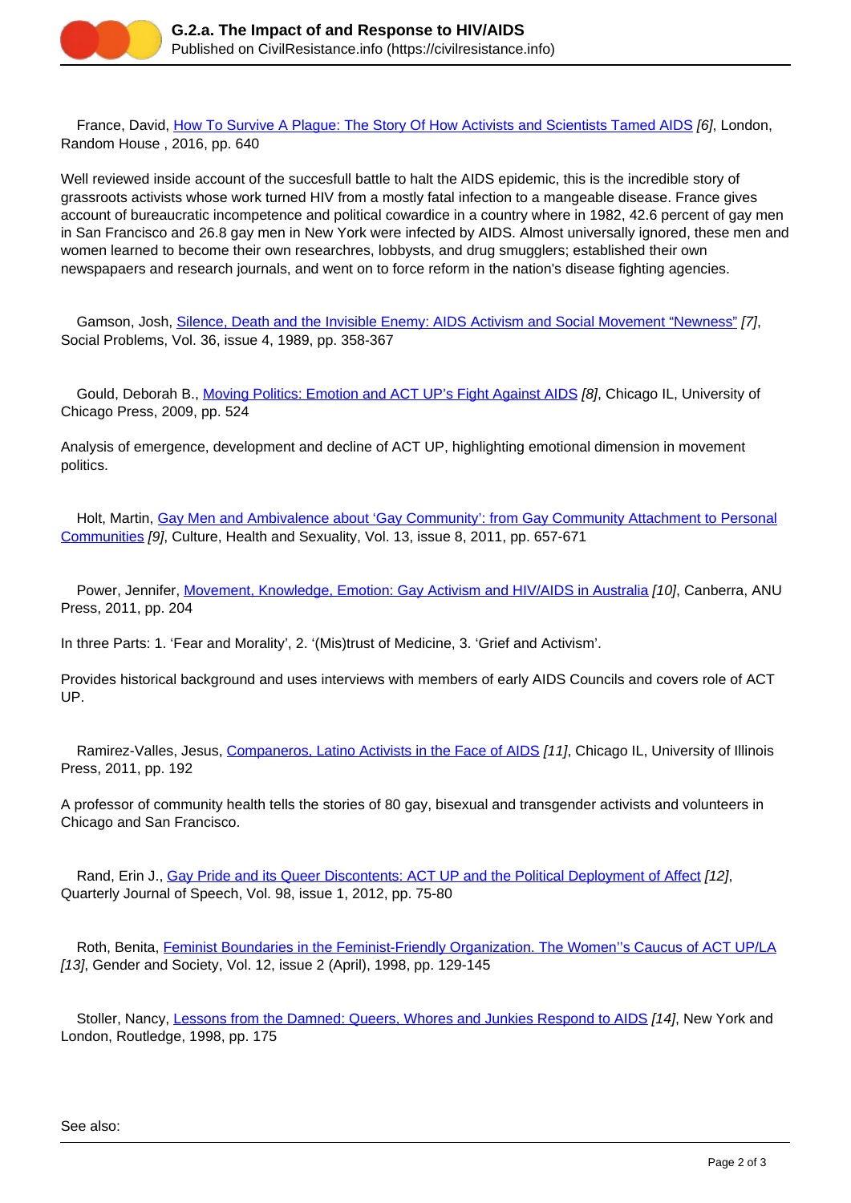France, David, How To Survive A Plague: The Story Of How Activists and Scientists Tamed AIDS [6], London, Random House , 2016, pp. 640

Well reviewed inside account of the succesfull battle to halt the AIDS epidemic, this is the incredible story of grassroots activists whose work turned HIV from a mostly fatal infection to a mangeable disease. France gives account of bureaucratic incompetence and political cowardice in a country where in 1982, 42.6 percent of gay men in San Francisco and 26.8 gay men in New York were infected by AIDS. Almost universally ignored, these men and women learned to become their own researchres, lobbysts, and drug smugglers; established their own newspapaers and research journals, and went on to force reform in the nation's disease fighting agencies.

Gamson, Josh, Silence, Death and the Invisible Enemy: AIDS Activism and Social Movement "Newness" [7], Social Problems, Vol. 36, issue 4, 1989, pp. 358-367

Gould, Deborah B., Moving Politics: Emotion and ACT UP's Fight Against AIDS [8], Chicago IL, University of Chicago Press, 2009, pp. 524

Analysis of emergence, development and decline of ACT UP, highlighting emotional dimension in movement politics.

Holt, Martin, Gay Men and Ambivalence about 'Gay Community': from Gay Community Attachment to Personal Communities [9], Culture, Health and Sexuality, Vol. 13, issue 8, 2011, pp. 657-671

Power, Jennifer, Movement, Knowledge, Emotion: Gay Activism and HIV/AIDS in Australia [10], Canberra, ANU Press, 2011, pp. 204

In three Parts: 1. 'Fear and Morality', 2. '(Mis)trust of Medicine, 3. 'Grief and Activism'.

Provides historical background and uses interviews with members of early AIDS Councils and covers role of ACT UP.

Ramirez-Valles, Jesus, Companeros, Latino Activists in the Face of AIDS [11], Chicago IL, University of Illinois Press, 2011, pp. 192

A professor of community health tells the stories of 80 gay, bisexual and transgender activists and volunteers in Chicago and San Francisco.

Rand, Erin J., Gay Pride and its Queer Discontents: ACT UP and the Political Deployment of Affect [12], Quarterly Journal of Speech, Vol. 98, issue 1, 2012, pp. 75-80

Roth, Benita, Feminist Boundaries in the Feminist-Friendly Organization. The Women''s Caucus of ACT UP/LA [13], Gender and Society, Vol. 12, issue 2 (April), 1998, pp. 129-145

Stoller, Nancy, Lessons from the Damned: Queers, Whores and Junkies Respond to AIDS [14], New York and London, Routledge, 1998, pp. 175

See also: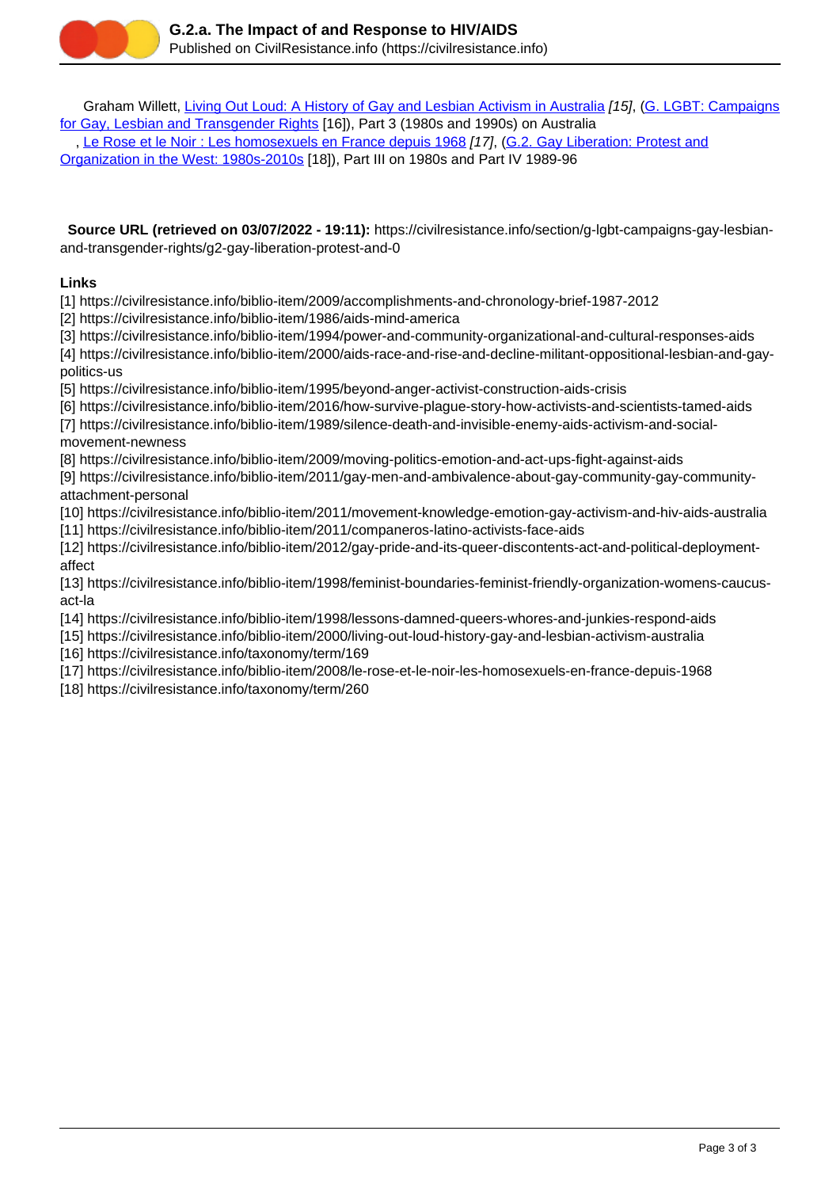Graham Willett, Living Out Loud: A History of Gay and Lesbian Activism in Australia [15], (G. LGBT: Campaigns for Gay, Lesbian and Transgender Rights [16]), Part 3 (1980s and 1990s) on Australia

, Le Rose et le Noir : Les homosexuels en France depuis 1968 [17], (G.2. Gay Liberation: Protest and Organization in the West: 1980s-2010s [18]), Part III on 1980s and Part IV 1989-96

**Source URL (retrieved on 03/07/2022 - 19:11):** https://civilresistance.info/section/g-lgbt-campaigns-gay-lesbian-and-transgender-rights/g2-gay-liberation-protest-and-0

**Links**

[1] https://civilresistance.info/biblio-item/2009/accomplishments-and-chronology-brief-1987-2012
[2] https://civilresistance.info/biblio-item/1986/aids-mind-america
[3] https://civilresistance.info/biblio-item/1994/power-and-community-organizational-and-cultural-responses-aids
[4] https://civilresistance.info/biblio-item/2000/aids-race-and-rise-and-decline-militant-oppositional-lesbian-and-gay-politics-us
[5] https://civilresistance.info/biblio-item/1995/beyond-anger-activist-construction-aids-crisis
[6] https://civilresistance.info/biblio-item/2016/how-survive-plague-story-how-activists-and-scientists-tamed-aids
[7] https://civilresistance.info/biblio-item/1989/silence-death-and-invisible-enemy-aids-activism-and-social-movement-newness
[8] https://civilresistance.info/biblio-item/2009/moving-politics-emotion-and-act-ups-fight-against-aids
[9] https://civilresistance.info/biblio-item/2011/gay-men-and-ambivalence-about-gay-community-gay-community-attachment-personal
[10] https://civilresistance.info/biblio-item/2011/movement-knowledge-emotion-gay-activism-and-hiv-aids-australia
[11] https://civilresistance.info/biblio-item/2011/companeros-latino-activists-face-aids
[12] https://civilresistance.info/biblio-item/2012/gay-pride-and-its-queer-discontents-act-and-political-deployment-affect
[13] https://civilresistance.info/biblio-item/1998/feminist-boundaries-feminist-friendly-organization-womens-caucus-act-la
[14] https://civilresistance.info/biblio-item/1998/lessons-damned-queers-whores-and-junkies-respond-aids
[15] https://civilresistance.info/biblio-item/2000/living-out-loud-history-gay-and-lesbian-activism-australia
[16] https://civilresistance.info/taxonomy/term/169
[17] https://civilresistance.info/biblio-item/2008/le-rose-et-le-noir-les-homosexuels-en-france-depuis-1968
[18] https://civilresistance.info/taxonomy/term/260